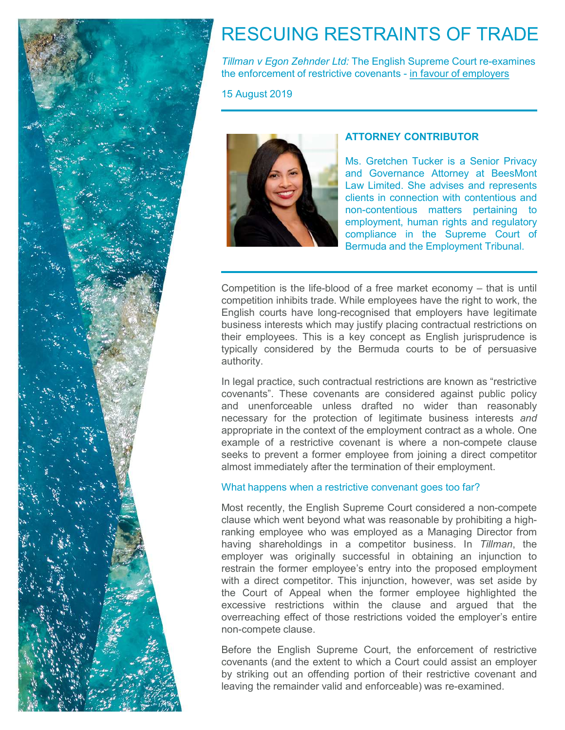# RESCUING RESTRAINTS OF TRADE

*Tillman v Egon Zehnder Ltd:* The English Supreme Court re-examines the enforcement of restrictive covenants - in favour of employers

15 August 2019

---

**ATTORNEY CONTRIBUTOR**

Ms. Gretchen Tucker is a Senior Privacy and Governance Attorney at BeesMont Law Limited. She advises and represents clients in connection with contentious and non-contentious matters pertaining to employment, human rights and regulatory compliance in the Supreme Court of Bermuda and the Employment Tribunal.

---

Competition is the life-blood of a free market economy – that is until competition inhibits trade. While employees have the right to work, the English courts have long-recognised that employers have legitimate business interests which may justify placing contractual restrictions on their employees. This is a key concept as English jurisprudence is typically considered by the Bermuda courts to be of persuasive authority.

In legal practice, such contractual restrictions are known as "restrictive covenants". These covenants are considered against public policy and unenforceable unless drafted no wider than reasonably necessary for the protection of legitimate business interests *and* appropriate in the context of the employment contract as a whole. One example of a restrictive covenant is where a non-compete clause seeks to prevent a former employee from joining a direct competitor almost immediately after the termination of their employment.

### What happens when a restrictive convenant goes too far?

Most recently, the English Supreme Court considered a non-compete clause which went beyond what was reasonable by prohibiting a high-ranking employee who was employed as a Managing Director from having shareholdings in a competitor business. In *Tillman*, the employer was originally successful in obtaining an injunction to restrain the former employee's entry into the proposed employment with a direct competitor. This injunction, however, was set aside by the Court of Appeal when the former employee highlighted the excessive restrictions within the clause and argued that the overreaching effect of those restrictions voided the employer's entire non-compete clause.

Before the English Supreme Court, the enforcement of restrictive covenants (and the extent to which a Court could assist an employer by striking out an offending portion of their restrictive covenant and leaving the remainder valid and enforceable) was re-examined.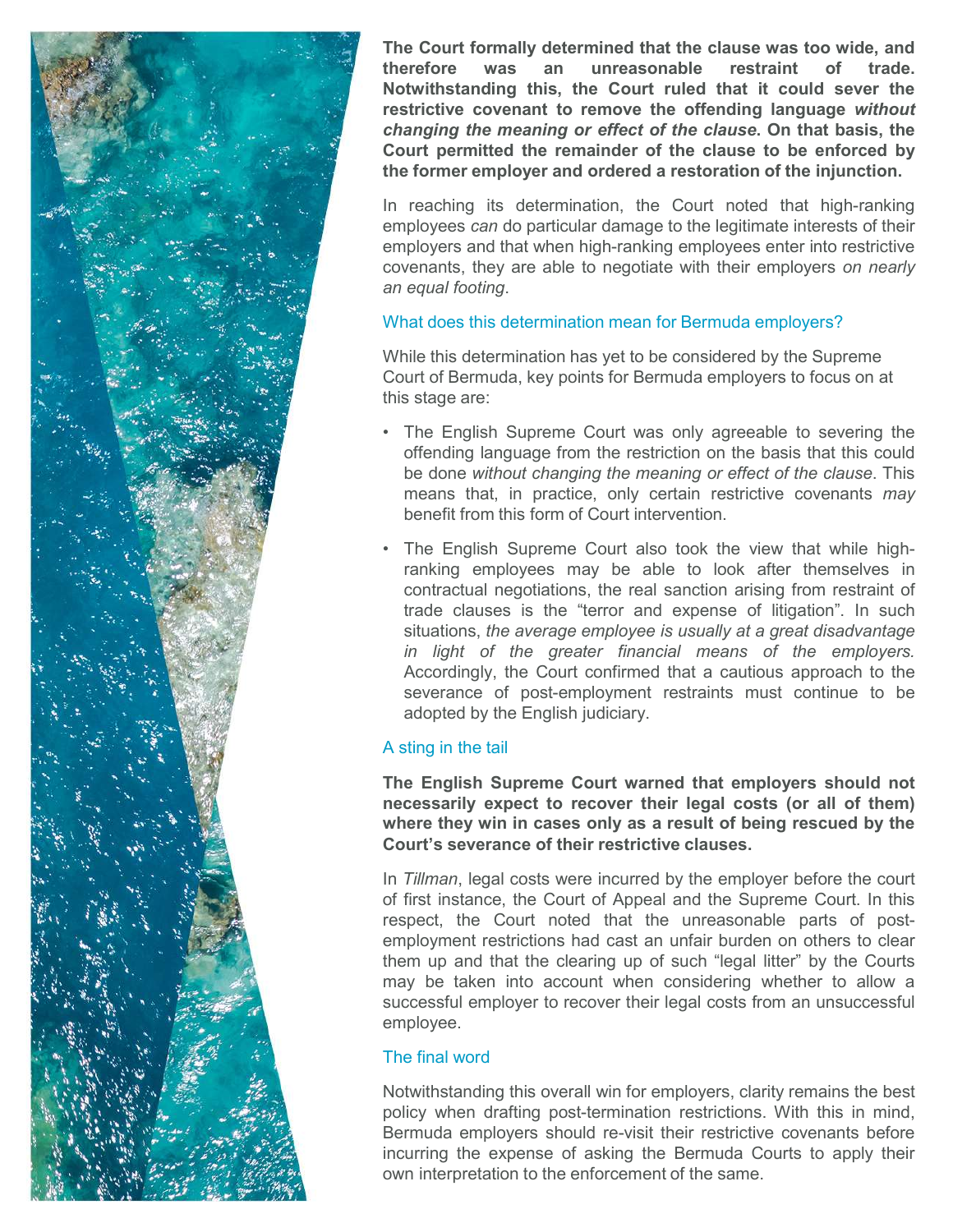**The Court formally determined that the clause was too wide, and therefore was an unreasonable restraint of trade. Notwithstanding this, the Court ruled that it could sever the restrictive covenant to remove the offending language *without changing the meaning or effect of the clause*. On that basis, the Court permitted the remainder of the clause to be enforced by the former employer and ordered a restoration of the injunction.**

In reaching its determination, the Court noted that high-ranking employees *can* do particular damage to the legitimate interests of their employers and that when high-ranking employees enter into restrictive covenants, they are able to negotiate with their employers *on nearly an equal footing*.

## What does this determination mean for Bermuda employers?

While this determination has yet to be considered by the Supreme Court of Bermuda, key points for Bermuda employers to focus on at this stage are:

- The English Supreme Court was only agreeable to severing the offending language from the restriction on the basis that this could be done *without changing the meaning or effect of the clause*. This means that, in practice, only certain restrictive covenants *may* benefit from this form of Court intervention.
- The English Supreme Court also took the view that while high-ranking employees may be able to look after themselves in contractual negotiations, the real sanction arising from restraint of trade clauses is the "terror and expense of litigation". In such situations, *the average employee is usually at a great disadvantage in light of the greater financial means of the employers.* Accordingly, the Court confirmed that a cautious approach to the severance of post-employment restraints must continue to be adopted by the English judiciary.

## A sting in the tail

**The English Supreme Court warned that employers should not necessarily expect to recover their legal costs (or all of them) where they win in cases only as a result of being rescued by the Court's severance of their restrictive clauses.**

In *Tillman*, legal costs were incurred by the employer before the court of first instance, the Court of Appeal and the Supreme Court. In this respect, the Court noted that the unreasonable parts of post-employment restrictions had cast an unfair burden on others to clear them up and that the clearing up of such "legal litter" by the Courts may be taken into account when considering whether to allow a successful employer to recover their legal costs from an unsuccessful employee.

## The final word

Notwithstanding this overall win for employers, clarity remains the best policy when drafting post-termination restrictions. With this in mind, Bermuda employers should re-visit their restrictive covenants before incurring the expense of asking the Bermuda Courts to apply their own interpretation to the enforcement of the same.